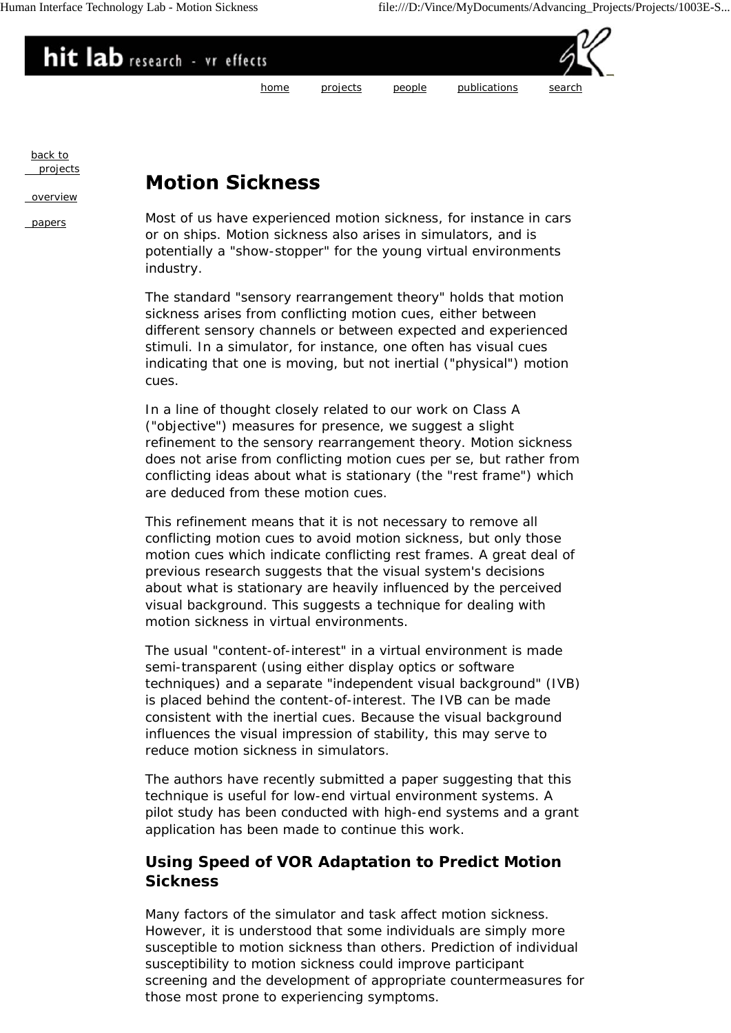hit lab research - vr effects

home projects people publications search

back to projects

overview

papers

# Motion Sickness

Most of us have experienced motion sickness, for instance in cars or on ships. Motion sickness also arises in simulators, and is potentially a "show-stopper" for the young virtual environments industry.

The standard "sensory rearrangement theory" holds that motion sickness arises from conflicting motion cues, either between different sensory channels or between expected and experienced stimuli. In a simulator, for instance, one often has visual cues indicating that one is moving, but not inertial ("physical") motion cues.

In a line of thought closely related to our work on Class A ("objective") measures for presence, we suggest a slight refinement to the sensory rearrangement theory. Motion sickness does not arise from conflicting motion cues per se, but rather from conflicting ideas about what is stationary (the "rest frame") which are deduced from these motion cues.

This refinement means that it is not necessary to remove all conflicting motion cues to avoid motion sickness, but only those motion cues which indicate conflicting rest frames. A great deal of previous research suggests that the visual system's decisions about what is stationary are heavily influenced by the perceived visual background. This suggests a technique for dealing with motion sickness in virtual environments.

The usual "content-of-interest" in a virtual environment is made semi-transparent (using either display optics or software techniques) and a separate "independent visual background" (IVB) is placed behind the content-of-interest. The IVB can be made consistent with the inertial cues. Because the visual background influences the visual impression of stability, this may serve to reduce motion sickness in simulators.

The authors have recently submitted a paper suggesting that this technique is useful for low-end virtual environment systems. A pilot study has been conducted with high-end systems and a grant application has been made to continue this work.

## Using Speed of VOR Adaptation to Predict Motion Sickness

Many factors of the simulator and task affect motion sickness. However, it is understood that some individuals are simply more susceptible to motion sickness than others. Prediction of individual susceptibility to motion sickness could improve participant screening and the development of appropriate countermeasures for those most prone to experiencing symptoms.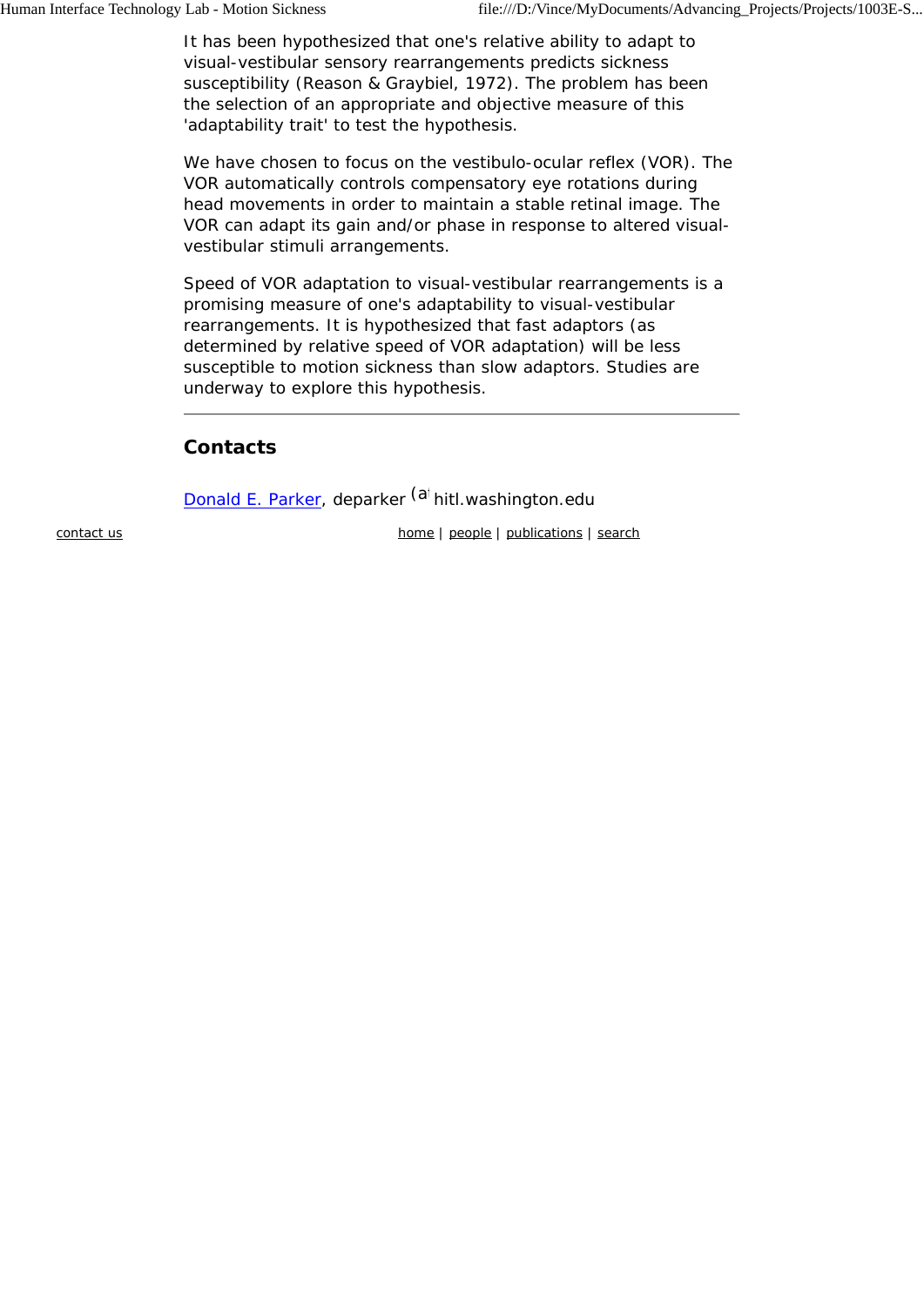It has been hypothesized that one's relative ability to adapt to visual-vestibular sensory rearrangements predicts sickness susceptibility (Reason & Graybiel, 1972). The problem has been the selection of an appropriate and objective measure of this 'adaptability trait' to test the hypothesis.

We have chosen to focus on the vestibulo-ocular reflex (VOR). The VOR automatically controls compensatory eye rotations during head movements in order to maintain a stable retinal image. The VOR can adapt its gain and/or phase in response to altered visual-vestibular stimuli arrangements.

Speed of VOR adaptation to visual-vestibular rearrangements is a promising measure of one's adaptability to visual-vestibular rearrangements. It is hypothesized that fast adaptors (as determined by relative speed of VOR adaptation) will be less susceptible to motion sickness than slow adaptors. Studies are underway to explore this hypothesis.

---

## Contacts

Donald E. Parker, deparker (a hitl.washington.edu

contact us

home | people | publications | search